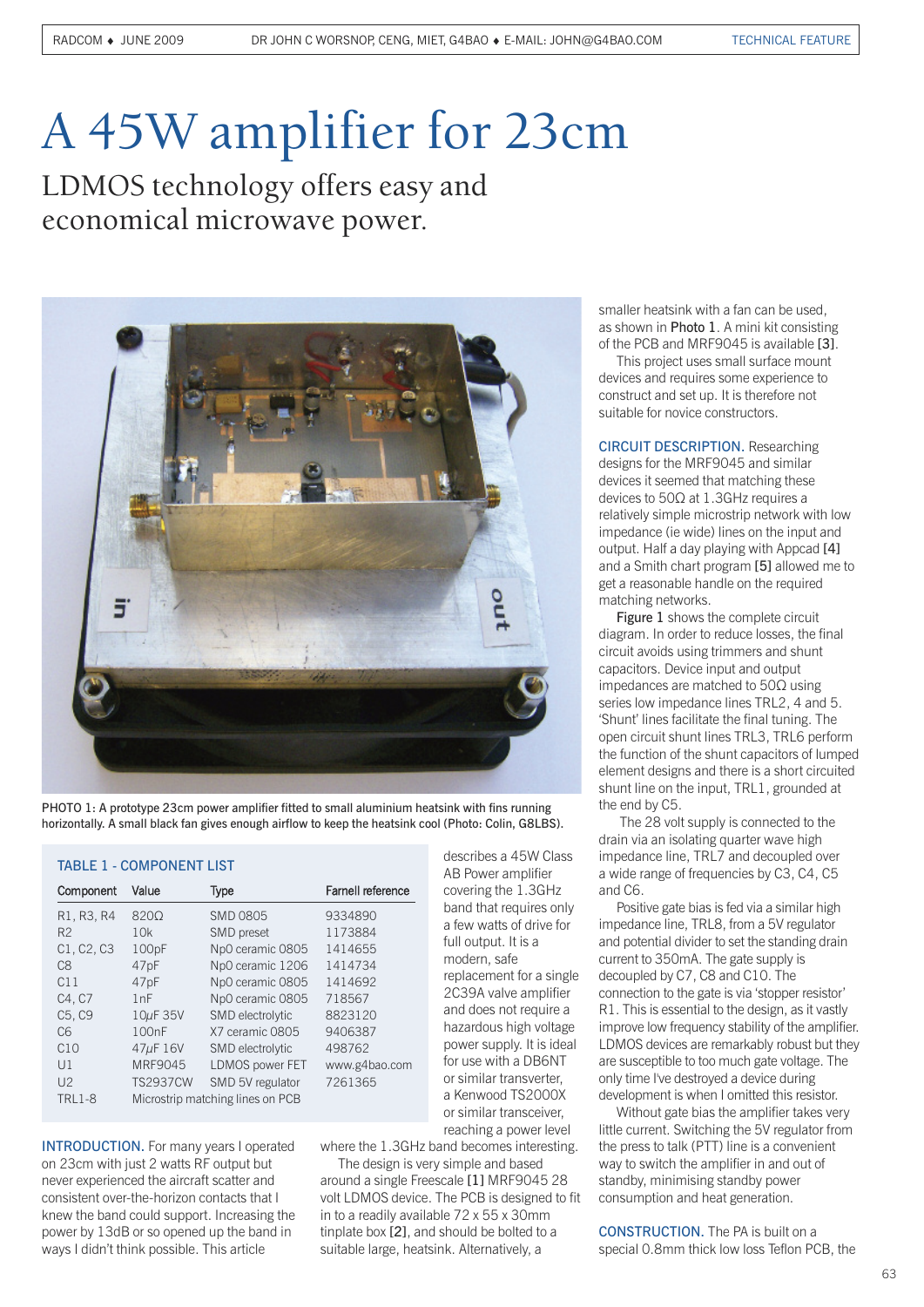# A 45W amplifier for 23cm

## LDMOS technology offers easy and economical microwave power.

PHOTO 1: A prototype 23cm power amplifier fitted to small aluminium heatsink with fins running horizontally. A small black fan gives enough airflow to keep the heatsink cool (Photo: Colin, G8LBS).

### TABLE 1 - COMPONENT LIST

| Component | Value | Type | Farnell reference |
|---|---|---|---|
| R1, R3, R4 | 820Ω | SMD 0805 | 9334890 |
| R2 | 10k | SMD preset | 1173884 |
| C1, C2, C3 | 100pF | NpO ceramic 0805 | 1414655 |
| C8 | 47pF | NpO ceramic 1206 | 1414734 |
| C11 | 47pF | NpO ceramic 0805 | 1414692 |
| C4, C7 | 1nF | NpO ceramic 0805 | 718567 |
| C5, C9 | 10µF 35V | SMD electrolytic | 8823120 |
| C6 | 100nF | X7 ceramic 0805 | 9406387 |
| C10 | 47µF 16V | SMD electrolytic | 498762 |
| U1 | MRF9045 | LDMOS power FET | www.g4bao.com |
| U2 | TS2937CW | SMD 5V regulator | 7261365 |
| TRL1-8 | Microstrip matching lines on PCB | | |

**INTRODUCTION.** For many years I operated on 23cm with just 2 watts RF output but never experienced the aircraft scatter and consistent over-the-horizon contacts that I knew the band could support. Increasing the power by 13dB or so opened up the band in ways I didn't think possible. This article describes a 45W Class AB Power amplifier covering the 1.3GHz band that requires only a few watts of drive for full output. It is a modern, safe replacement for a single 2C39A valve amplifier and does not require a hazardous high voltage power supply. It is ideal for use with a DB6NT or similar transverter, a Kenwood TS2000X or similar transceiver, reaching a power level where the 1.3GHz band becomes interesting.

The design is very simple and based around a single Freescale [1] MRF9045 28 volt LDMOS device. The PCB is designed to fit in to a readily available 72 x 55 x 30mm tinplate box [2], and should be bolted to a suitable large, heatsink. Alternatively, a smaller heatsink with a fan can be used, as shown in Photo 1. A mini kit consisting of the PCB and MRF9045 is available [3].

This project uses small surface mount devices and requires some experience to construct and set up. It is therefore not suitable for novice constructors.

**CIRCUIT DESCRIPTION.** Researching designs for the MRF9045 and similar devices it seemed that matching these devices to 50Ω at 1.3GHz requires a relatively simple microstrip network with low impedance (ie wide) lines on the input and output. Half a day playing with Appcad [4] and a Smith chart program [5] allowed me to get a reasonable handle on the required matching networks.

Figure 1 shows the complete circuit diagram. In order to reduce losses, the final circuit avoids using trimmers and shunt capacitors. Device input and output impedances are matched to 50Ω using series low impedance lines TRL2, 4 and 5. 'Shunt' lines facilitate the final tuning. The open circuit shunt lines TRL3, TRL6 perform the function of the shunt capacitors of lumped element designs and there is a short circuited shunt line on the input, TRL1, grounded at the end by C5.

The 28 volt supply is connected to the drain via an isolating quarter wave high impedance line, TRL7 and decoupled over a wide range of frequencies by C3, C4, C5 and C6.

Positive gate bias is fed via a similar high impedance line, TRL8, from a 5V regulator and potential divider to set the standing drain current to 350mA. The gate supply is decoupled by C7, C8 and C10. The connection to the gate is via 'stopper resistor' R1. This is essential to the design, as it vastly improve low frequency stability of the amplifier. LDMOS devices are remarkably robust but they are susceptible to too much gate voltage. The only time I've destroyed a device during development is when I omitted this resistor.

Without gate bias the amplifier takes very little current. Switching the 5V regulator from the press to talk (PTT) line is a convenient way to switch the amplifier in and out of standby, minimising standby power consumption and heat generation.

**CONSTRUCTION.** The PA is built on a special 0.8mm thick low loss Teflon PCB, the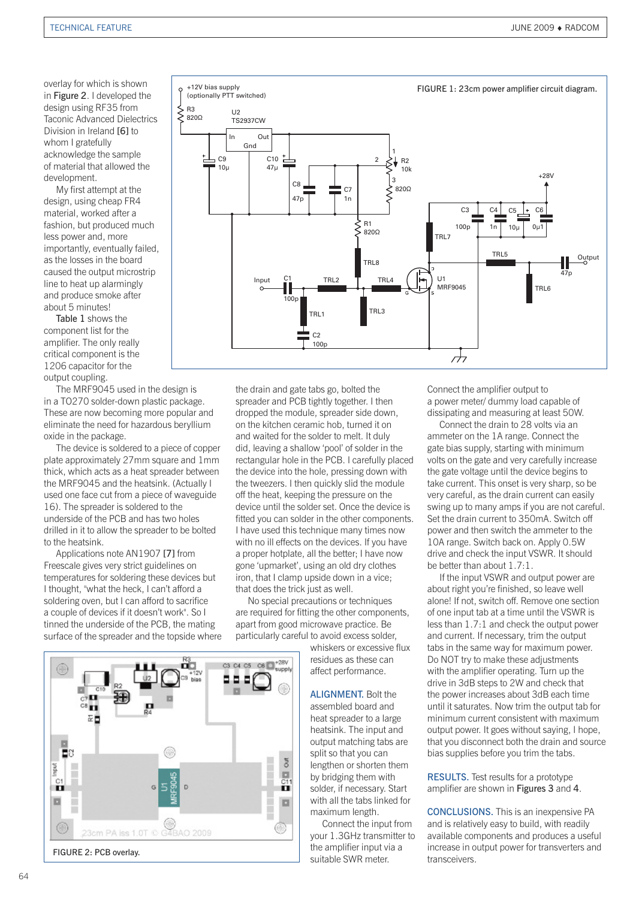overlay for which is shown in Figure 2. I developed the design using RF35 from Taconic Advanced Dielectrics Division in Ireland [6] to whom I gratefully acknowledge the sample of material that allowed the development.

My first attempt at the design, using cheap FR4 material, worked after a fashion, but produced much less power and, more importantly, eventually failed, as the losses in the board caused the output microstrip line to heat up alarmingly and produce smoke after about 5 minutes!

Table 1 shows the component list for the amplifier. The only really critical component is the 1206 capacitor for the output coupling.

FIGURE 1: 23cm power amplifier circuit diagram.

The MRF9045 used in the design is in a TO270 solder-down plastic package. These are now becoming more popular and eliminate the need for hazardous beryllium oxide in the package.

The device is soldered to a piece of copper plate approximately 27mm square and 1mm thick, which acts as a heat spreader between the MRF9045 and the heatsink. (Actually I used one face cut from a piece of waveguide 16). The spreader is soldered to the underside of the PCB and has two holes drilled in it to allow the spreader to be bolted to the heatsink.

Applications note AN1907 [7] from Freescale gives very strict guidelines on temperatures for soldering these devices but I thought, "what the heck, I can't afford a soldering oven, but I can afford to sacrifice a couple of devices if it doesn't work". So I tinned the underside of the PCB, the mating surface of the spreader and the topside where the drain and gate tabs go, bolted the spreader and PCB tightly together. I then dropped the module, spreader side down, on the kitchen ceramic hob, turned it on and waited for the solder to melt. It duly did, leaving a shallow 'pool' of solder in the rectangular hole in the PCB. I carefully placed the device into the hole, pressing down with the tweezers. I then quickly slid the module off the heat, keeping the pressure on the device until the solder set. Once the device is fitted you can solder in the other components. I have used this technique many times now with no ill effects on the devices. If you have a proper hotplate, all the better; I have now gone 'upmarket', using an old dry clothes iron, that I clamp upside down in a vice; that does the trick just as well.

No special precautions or techniques are required for fitting the other components, apart from good microwave practice. Be particularly careful to avoid excess solder, whiskers or excessive flux residues as these can affect performance.

FIGURE 2: PCB overlay.

**ALIGNMENT.** Bolt the assembled board and heat spreader to a large heatsink. The input and output matching tabs are split so that you can lengthen or shorten them by bridging them with solder, if necessary. Start with all the tabs linked for maximum length.

Connect the input from your 1.3GHz transmitter to the amplifier input via a suitable SWR meter. Connect the amplifier output to a power meter/ dummy load capable of dissipating and measuring at least 50W.

Connect the drain to 28 volts via an ammeter on the 1A range. Connect the gate bias supply, starting with minimum volts on the gate and very carefully increase the gate voltage until the device begins to take current. This onset is very sharp, so be very careful, as the drain current can easily swing up to many amps if you are not careful. Set the drain current to 350mA. Switch off power and then switch the ammeter to the 10A range. Switch back on. Apply 0.5W drive and check the input VSWR. It should be better than about 1.7:1.

If the input VSWR and output power are about right you're finished, so leave well alone! If not, switch off. Remove one section of one input tab at a time until the VSWR is less than 1.7:1 and check the output power and current. If necessary, trim the output tabs in the same way for maximum power. Do NOT try to make these adjustments with the amplifier operating. Turn up the drive in 3dB steps to 2W and check that the power increases about 3dB each time until it saturates. Now trim the output tab for minimum current consistent with maximum output power. It goes without saying, I hope, that you disconnect both the drain and source bias supplies before you trim the tabs.

**RESULTS.** Test results for a prototype amplifier are shown in Figures 3 and 4.

**CONCLUSIONS.** This is an inexpensive PA and is relatively easy to build, with readily available components and produces a useful increase in output power for transverters and transceivers.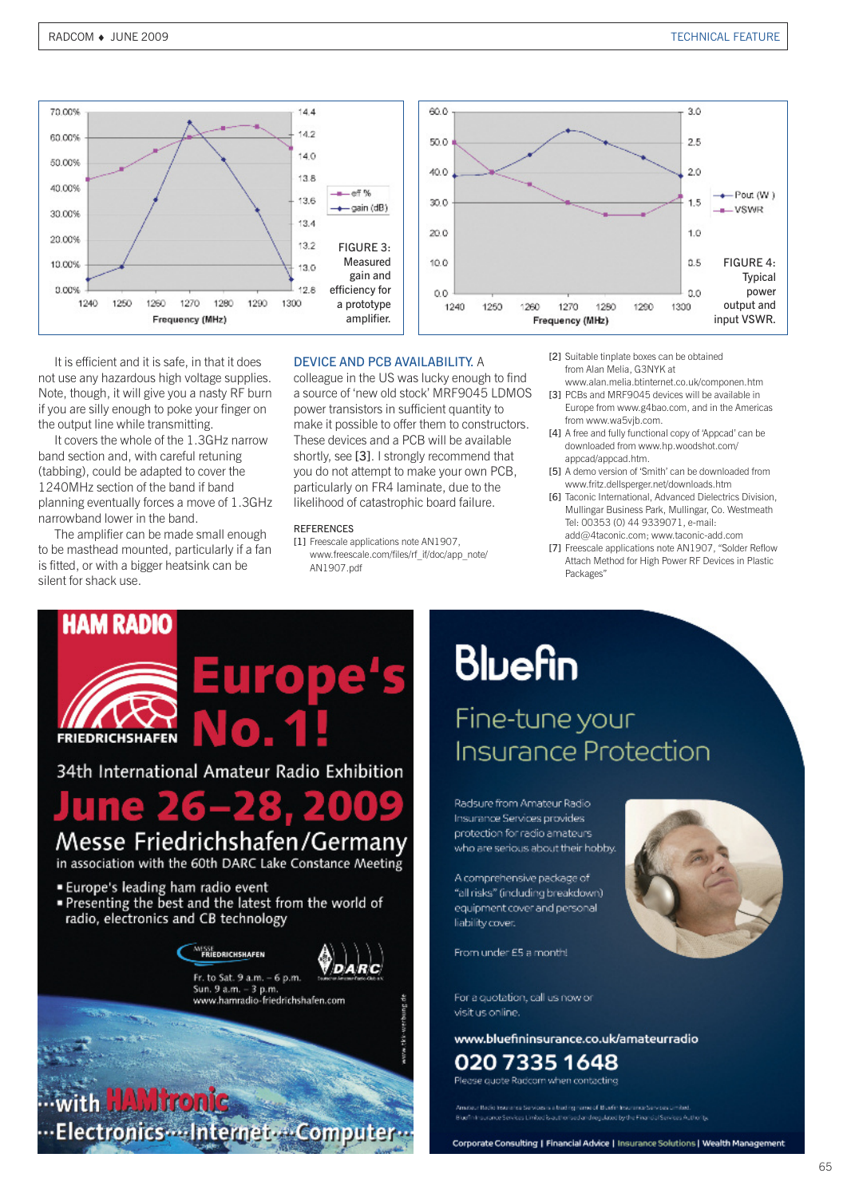70.00%
60.00%
50.00%
40.00%
30.00%
20.00%
10.00%
0.00%

14.4
14.2
14.0
13.8
13.6
13.4
13.2
13.0
12.8

1240 1250 1260 1270 1280 1290 1300

Frequency (MHz)

eff %
gain (dB)

FIGURE 3: Measured gain and efficiency for a prototype amplifier.

60.0
50.0
40.0
30.0
20.0
10.0
0.0

3.0
2.5
2.0
1.5
1.0
0.5
0.0

1240 1250 1260 1270 1280 1290 1300

Frequency (MHz)

Pout (W)
VSWR

FIGURE 4: Typical power output and input VSWR.

It is efficient and it is safe, in that it does not use any hazardous high voltage supplies. Note, though, it will give you a nasty RF burn if you are silly enough to poke your finger on the output line while transmitting.

It covers the whole of the 1.3GHz narrow band section and, with careful retuning (tabbing), could be adapted to cover the 1240MHz section of the band if band planning eventually forces a move of 1.3GHz narrowband lower in the band.

The amplifier can be made small enough to be masthead mounted, particularly if a fan is fitted, or with a bigger heatsink can be silent for shack use.

**DEVICE AND PCB AVAILABILITY.** A colleague in the US was lucky enough to find a source of 'new old stock' MRF9045 LDMOS power transistors in sufficient quantity to make it possible to offer them to constructors. These devices and a PCB will be available shortly, see [3]. I strongly recommend that you do not attempt to make your own PCB, particularly on FR4 laminate, due to the likelihood of catastrophic board failure.

### REFERENCES

[1] Freescale applications note AN1907, www.freescale.com/files/rf_if/doc/app_note/AN1907.pdf

[2] Suitable tinplate boxes can be obtained from Alan Melia, G3NYK at www.alan.melia.btinternet.co.uk/componen.htm

[3] PCBs and MRF9045 devices will be available in Europe from www.g4bao.com, and in the Americas from www.wa5vjb.com.

[4] A free and fully functional copy of 'Appcad' can be downloaded from www.hp.woodshot.com/appcad/appcad.htm.

[5] A demo version of 'Smith' can be downloaded from www.fritz.dellsperger.net/downloads.htm

[6] Taconic International, Advanced Dielectrics Division, Mullingar Business Park, Mullingar, Co. Westmeath Tel: 00353 (0) 44 9339071, e-mail: add@4taconic.com; www.taconic-add.com

[7] Freescale applications note AN1907, "Solder Reflow Attach Method for High Power RF Devices in Plastic Packages"